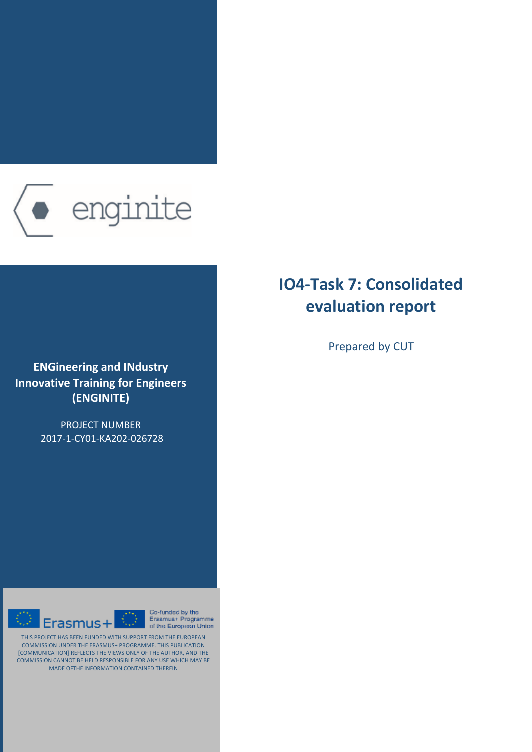enginite

# IO4-Task 7: Consolidated evaluation report

Prepared by CUT

**ENGineering and INdustry Innovative Training for Engineers (ENGINITE)**

PROJECT NUMBER
2017-1-CY01-KA202-026728

Erasmus+

Co-funded by the Erasmus+ Programme of the European Union

THIS PROJECT HAS BEEN FUNDED WITH SUPPORT FROM THE EUROPEAN COMMISSION UNDER THE ERASMUS+ PROGRAMME. THIS PUBLICATION [COMMUNICATION] REFLECTS THE VIEWS ONLY OF THE AUTHOR, AND THE COMMISSION CANNOT BE HELD RESPONSIBLE FOR ANY USE WHICH MAY BE MADE OFTHE INFORMATION CONTAINED THEREIN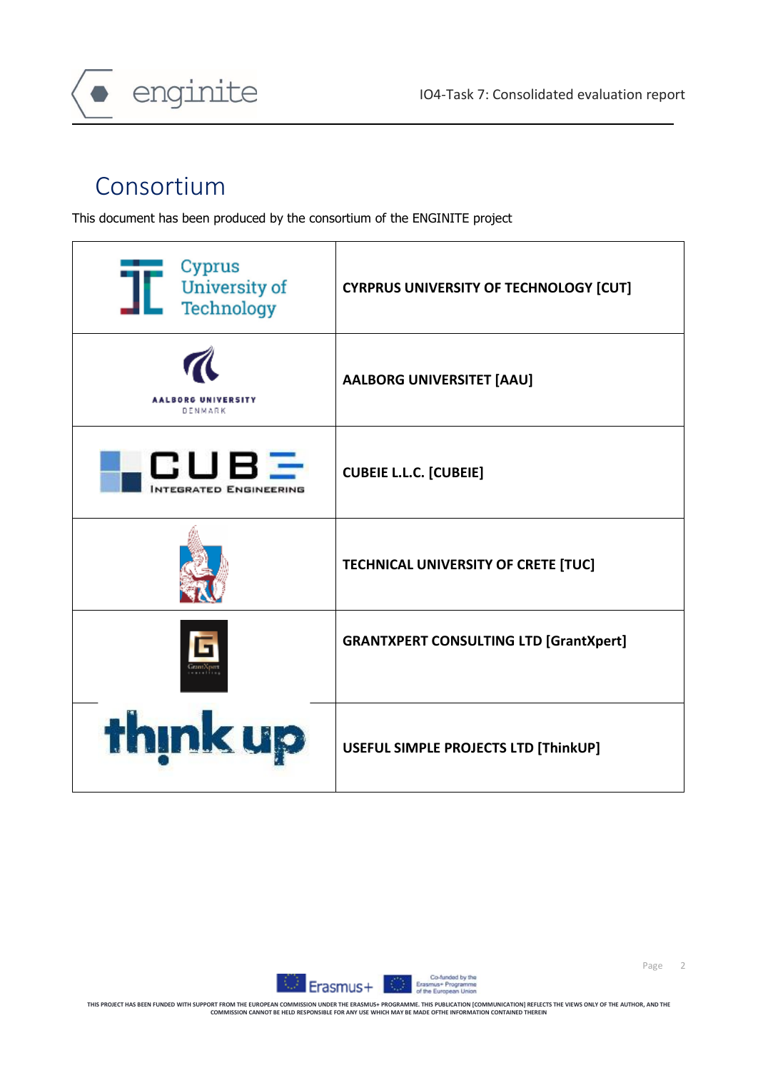# Consortium

This document has been produced by the consortium of the ENGINITE project

| | |
|---|---|
| Cyprus University of Technology | **CYRPRUS UNIVERSITY OF TECHNOLOGY [CUT]** |
| AALBORG UNIVERSITY DENMARK | **AALBORG UNIVERSITET [AAU]** |
| CUBE INTEGRATED ENGINEERING | **CUBEIE L.L.C. [CUBEIE]** |
| | **TECHNICAL UNIVERSITY OF CRETE [TUC]** |
| GrantXpert consulting | **GRANTXPERT CONSULTING LTD [GrantXpert]** |
| think up | **USEFUL SIMPLE PROJECTS LTD [ThinkUP]** |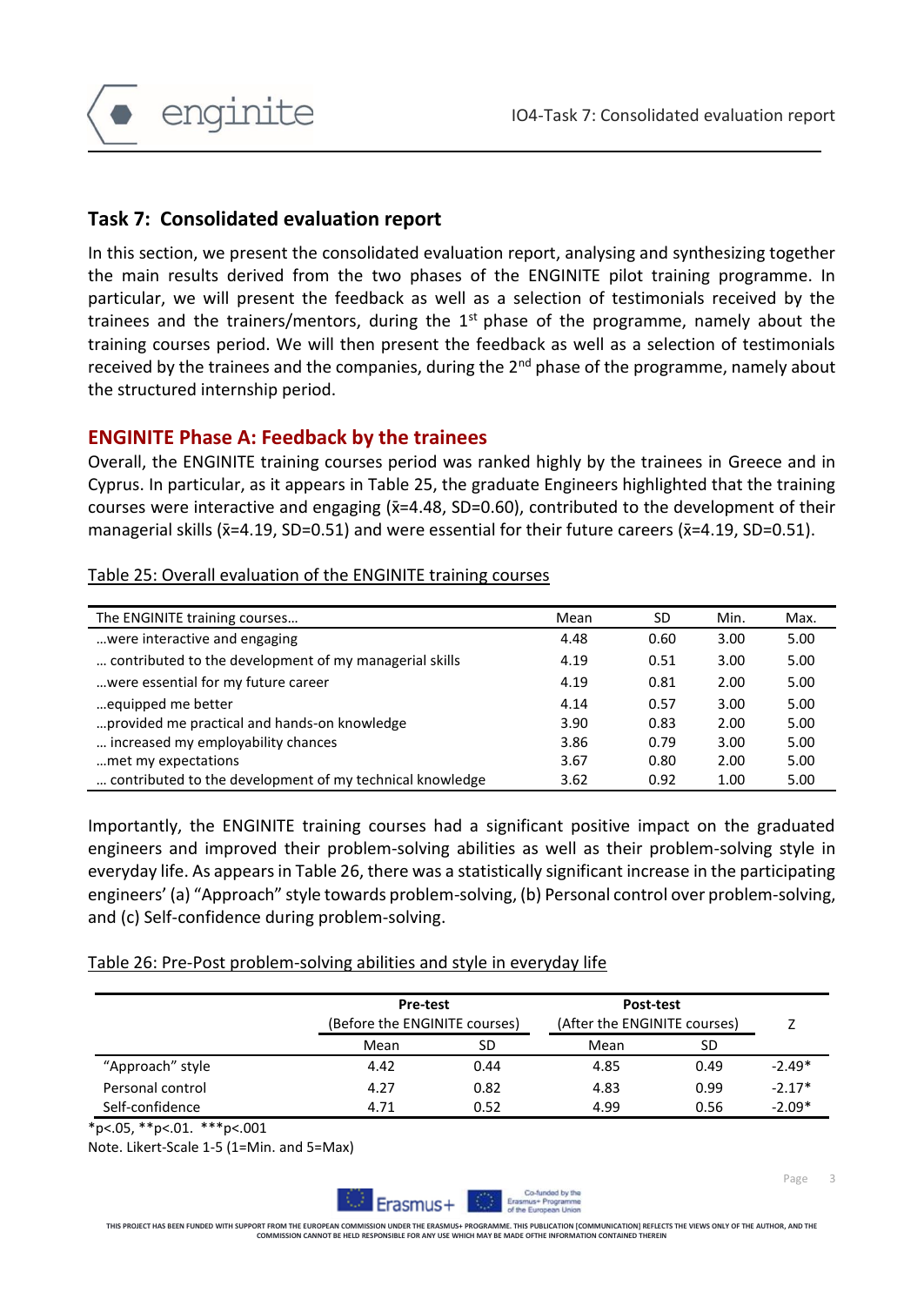## Task 7: Consolidated evaluation report

In this section, we present the consolidated evaluation report, analysing and synthesizing together the main results derived from the two phases of the ENGINITE pilot training programme. In particular, we will present the feedback as well as a selection of testimonials received by the trainees and the trainers/mentors, during the 1st phase of the programme, namely about the training courses period. We will then present the feedback as well as a selection of testimonials received by the trainees and the companies, during the 2nd phase of the programme, namely about the structured internship period.

## ENGINITE Phase A: Feedback by the trainees

Overall, the ENGINITE training courses period was ranked highly by the trainees in Greece and in Cyprus. In particular, as it appears in Table 25, the graduate Engineers highlighted that the training courses were interactive and engaging ($\bar{x}$=4.48, SD=0.60), contributed to the development of their managerial skills ($\bar{x}$=4.19, SD=0.51) and were essential for their future careers ($\bar{x}$=4.19, SD=0.51).

Table 25: Overall evaluation of the ENGINITE training courses

| The ENGINITE training courses… | Mean | SD | Min. | Max. |
|---|---|---|---|---|
| …were interactive and engaging | 4.48 | 0.60 | 3.00 | 5.00 |
| … contributed to the development of my managerial skills | 4.19 | 0.51 | 3.00 | 5.00 |
| …were essential for my future career | 4.19 | 0.81 | 2.00 | 5.00 |
| …equipped me better | 4.14 | 0.57 | 3.00 | 5.00 |
| …provided me practical and hands-on knowledge | 3.90 | 0.83 | 2.00 | 5.00 |
| … increased my employability chances | 3.86 | 0.79 | 3.00 | 5.00 |
| …met my expectations | 3.67 | 0.80 | 2.00 | 5.00 |
| … contributed to the development of my technical knowledge | 3.62 | 0.92 | 1.00 | 5.00 |

Importantly, the ENGINITE training courses had a significant positive impact on the graduated engineers and improved their problem-solving abilities as well as their problem-solving style in everyday life. As appears in Table 26, there was a statistically significant increase in the participating engineers' (a) "Approach" style towards problem-solving, (b) Personal control over problem-solving, and (c) Self-confidence during problem-solving.

Table 26: Pre-Post problem-solving abilities and style in everyday life

| | Pre-test (Before the ENGINITE courses) | | Post-test (After the ENGINITE courses) | | Z |
|---|---|---|---|---|---|
| | Mean | SD | Mean | SD | |
| "Approach" style | 4.42 | 0.44 | 4.85 | 0.49 | -2.49* |
| Personal control | 4.27 | 0.82 | 4.83 | 0.99 | -2.17* |
| Self-confidence | 4.71 | 0.52 | 4.99 | 0.56 | -2.09* |

*p<.05, **p<.01. ***p<.001

Note. Likert-Scale 1-5 (1=Min. and 5=Max)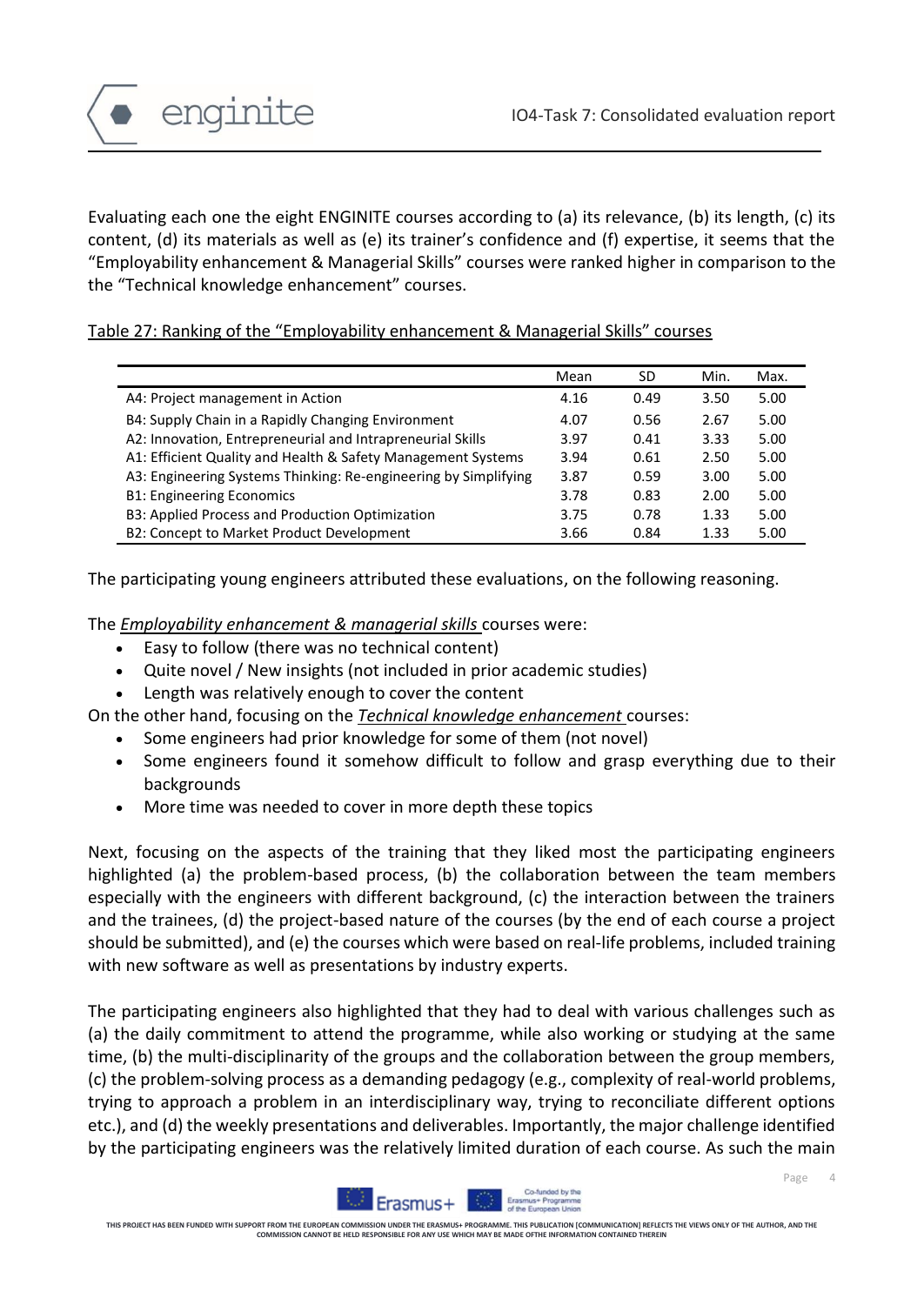Evaluating each one the eight ENGINITE courses according to (a) its relevance, (b) its length, (c) its content, (d) its materials as well as (e) its trainer's confidence and (f) expertise, it seems that the "Employability enhancement & Managerial Skills" courses were ranked higher in comparison to the the "Technical knowledge enhancement" courses.

Table 27: Ranking of the "Employability enhancement & Managerial Skills" courses

| | Mean | SD | Min. | Max. |
|---|---|---|---|---|
| A4: Project management in Action | 4.16 | 0.49 | 3.50 | 5.00 |
| B4: Supply Chain in a Rapidly Changing Environment | 4.07 | 0.56 | 2.67 | 5.00 |
| A2: Innovation, Entrepreneurial and Intrapreneurial Skills | 3.97 | 0.41 | 3.33 | 5.00 |
| A1: Efficient Quality and Health & Safety Management Systems | 3.94 | 0.61 | 2.50 | 5.00 |
| A3: Engineering Systems Thinking: Re-engineering by Simplifying | 3.87 | 0.59 | 3.00 | 5.00 |
| B1: Engineering Economics | 3.78 | 0.83 | 2.00 | 5.00 |
| B3: Applied Process and Production Optimization | 3.75 | 0.78 | 1.33 | 5.00 |
| B2: Concept to Market Product Development | 3.66 | 0.84 | 1.33 | 5.00 |

The participating young engineers attributed these evaluations, on the following reasoning.

The *Employability enhancement & managerial skills* courses were:

- Easy to follow (there was no technical content)
- Quite novel / New insights (not included in prior academic studies)
- Length was relatively enough to cover the content

On the other hand, focusing on the *Technical knowledge enhancement* courses:

- Some engineers had prior knowledge for some of them (not novel)
- Some engineers found it somehow difficult to follow and grasp everything due to their backgrounds
- More time was needed to cover in more depth these topics

Next, focusing on the aspects of the training that they liked most the participating engineers highlighted (a) the problem-based process, (b) the collaboration between the team members especially with the engineers with different background, (c) the interaction between the trainers and the trainees, (d) the project-based nature of the courses (by the end of each course a project should be submitted), and (e) the courses which were based on real-life problems, included training with new software as well as presentations by industry experts.

The participating engineers also highlighted that they had to deal with various challenges such as (a) the daily commitment to attend the programme, while also working or studying at the same time, (b) the multi-disciplinarity of the groups and the collaboration between the group members, (c) the problem-solving process as a demanding pedagogy (e.g., complexity of real-world problems, trying to approach a problem in an interdisciplinary way, trying to reconciliate different options etc.), and (d) the weekly presentations and deliverables. Importantly, the major challenge identified by the participating engineers was the relatively limited duration of each course. As such the main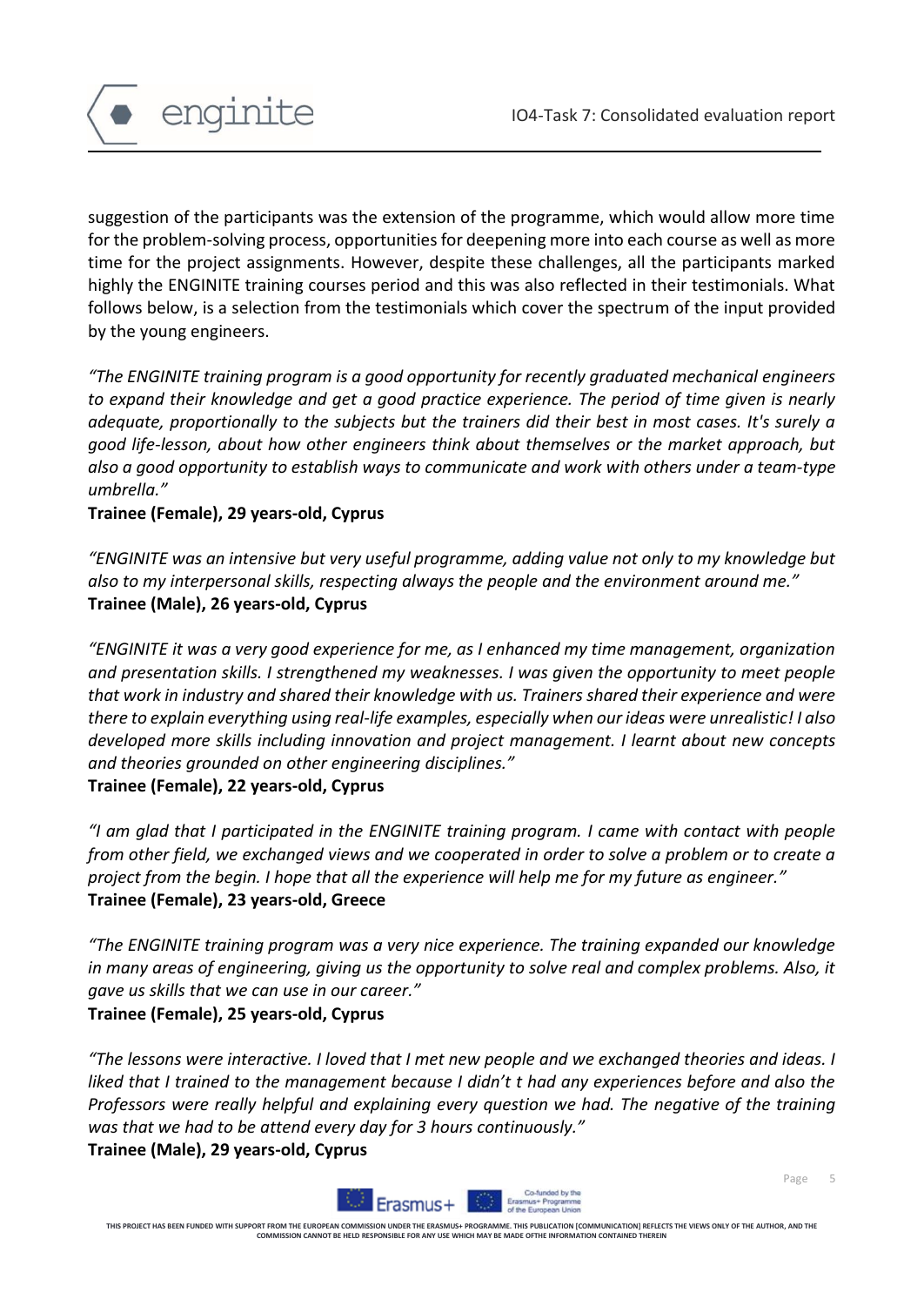suggestion of the participants was the extension of the programme, which would allow more time for the problem-solving process, opportunities for deepening more into each course as well as more time for the project assignments. However, despite these challenges, all the participants marked highly the ENGINITE training courses period and this was also reflected in their testimonials. What follows below, is a selection from the testimonials which cover the spectrum of the input provided by the young engineers.

*"The ENGINITE training program is a good opportunity for recently graduated mechanical engineers to expand their knowledge and get a good practice experience. The period of time given is nearly adequate, proportionally to the subjects but the trainers did their best in most cases. It's surely a good life-lesson, about how other engineers think about themselves or the market approach, but also a good opportunity to establish ways to communicate and work with others under a team-type umbrella."*

**Trainee (Female), 29 years-old, Cyprus**

*"ENGINITE was an intensive but very useful programme, adding value not only to my knowledge but also to my interpersonal skills, respecting always the people and the environment around me."*

**Trainee (Male), 26 years-old, Cyprus**

*"ENGINITE it was a very good experience for me, as I enhanced my time management, organization and presentation skills. I strengthened my weaknesses. I was given the opportunity to meet people that work in industry and shared their knowledge with us. Trainers shared their experience and were there to explain everything using real-life examples, especially when our ideas were unrealistic! I also developed more skills including innovation and project management. I learnt about new concepts and theories grounded on other engineering disciplines."*

**Trainee (Female), 22 years-old, Cyprus**

*"I am glad that I participated in the ENGINITE training program. I came with contact with people from other field, we exchanged views and we cooperated in order to solve a problem or to create a project from the begin. I hope that all the experience will help me for my future as engineer."*

**Trainee (Female), 23 years-old, Greece**

*"The ENGINITE training program was a very nice experience. The training expanded our knowledge in many areas of engineering, giving us the opportunity to solve real and complex problems. Also, it gave us skills that we can use in our career."*

**Trainee (Female), 25 years-old, Cyprus**

*"The lessons were interactive. I loved that I met new people and we exchanged theories and ideas. I liked that I trained to the management because I didn't t had any experiences before and also the Professors were really helpful and explaining every question we had. The negative of the training was that we had to be attend every day for 3 hours continuously."*

**Trainee (Male), 29 years-old, Cyprus**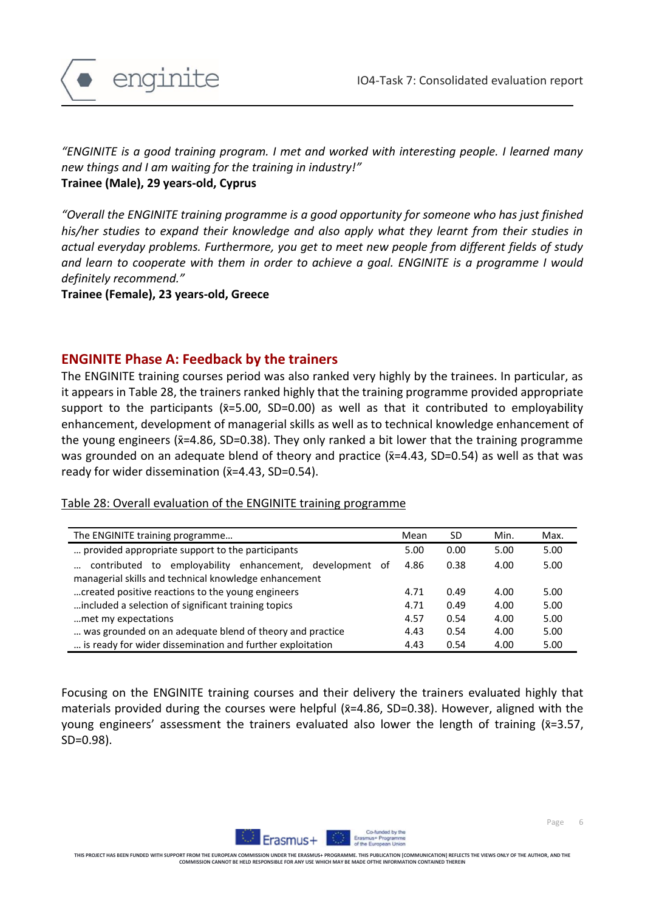*"ENGINITE is a good training program. I met and worked with interesting people. I learned many new things and I am waiting for the training in industry!"*
**Trainee (Male), 29 years-old, Cyprus**

*"Overall the ENGINITE training programme is a good opportunity for someone who has just finished his/her studies to expand their knowledge and also apply what they learnt from their studies in actual everyday problems. Furthermore, you get to meet new people from different fields of study and learn to cooperate with them in order to achieve a goal. ENGINITE is a programme I would definitely recommend."*
**Trainee (Female), 23 years-old, Greece**

## ENGINITE Phase A: Feedback by the trainers

The ENGINITE training courses period was also ranked very highly by the trainees. In particular, as it appears in Table 28, the trainers ranked highly that the training programme provided appropriate support to the participants ($\bar{x}$=5.00, SD=0.00) as well as that it contributed to employability enhancement, development of managerial skills as well as to technical knowledge enhancement of the young engineers ($\bar{x}$=4.86, SD=0.38). They only ranked a bit lower that the training programme was grounded on an adequate blend of theory and practice ($\bar{x}$=4.43, SD=0.54) as well as that was ready for wider dissemination ($\bar{x}$=4.43, SD=0.54).

Table 28: Overall evaluation of the ENGINITE training programme

| The ENGINITE training programme… | Mean | SD | Min. | Max. |
|---|---|---|---|---|
| … provided appropriate support to the participants | 5.00 | 0.00 | 5.00 | 5.00 |
| … contributed to employability enhancement, development of managerial skills and technical knowledge enhancement | 4.86 | 0.38 | 4.00 | 5.00 |
| …created positive reactions to the young engineers | 4.71 | 0.49 | 4.00 | 5.00 |
| …included a selection of significant training topics | 4.71 | 0.49 | 4.00 | 5.00 |
| …met my expectations | 4.57 | 0.54 | 4.00 | 5.00 |
| … was grounded on an adequate blend of theory and practice | 4.43 | 0.54 | 4.00 | 5.00 |
| … is ready for wider dissemination and further exploitation | 4.43 | 0.54 | 4.00 | 5.00 |

Focusing on the ENGINITE training courses and their delivery the trainers evaluated highly that materials provided during the courses were helpful ($\bar{x}$=4.86, SD=0.38). However, aligned with the young engineers' assessment the trainers evaluated also lower the length of training ($\bar{x}$=3.57, SD=0.98).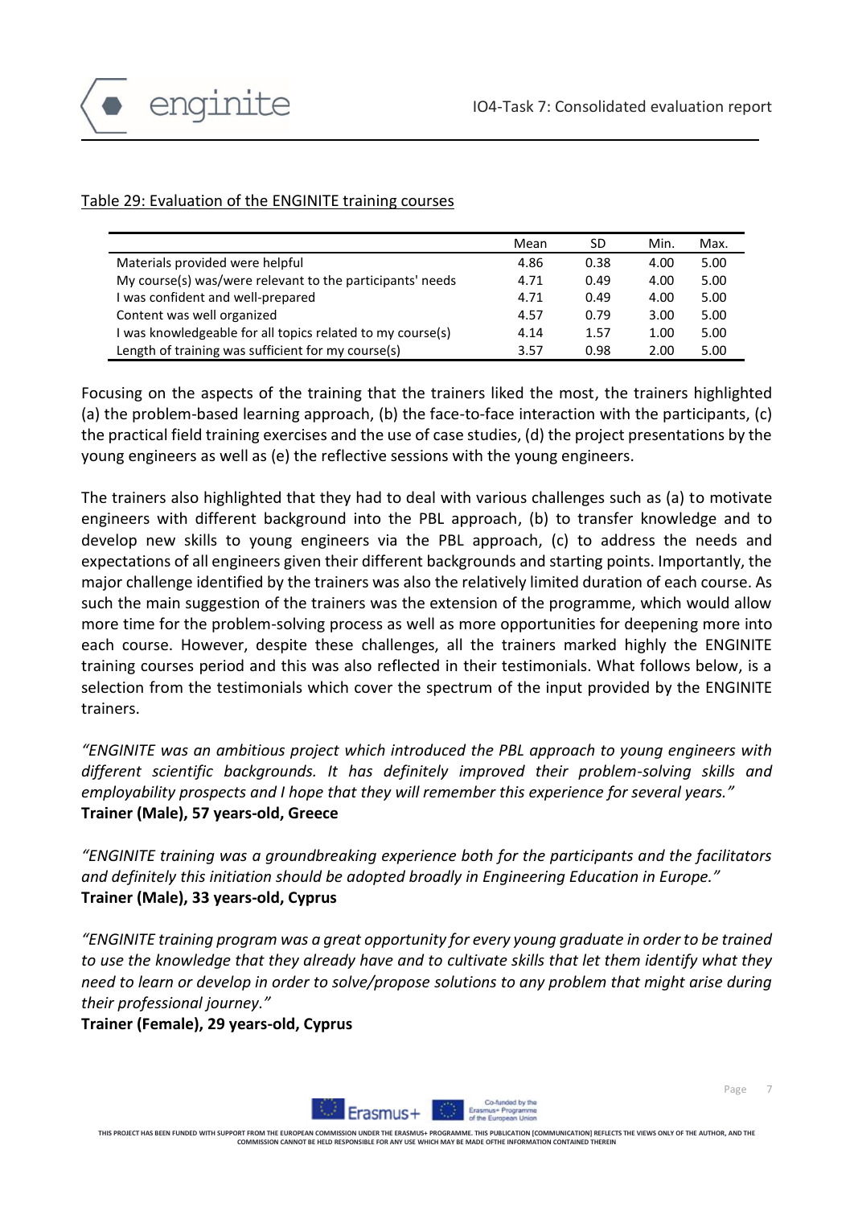Table 29: Evaluation of the ENGINITE training courses

| | Mean | SD | Min. | Max. |
|---|---|---|---|---|
| Materials provided were helpful | 4.86 | 0.38 | 4.00 | 5.00 |
| My course(s) was/were relevant to the participants' needs | 4.71 | 0.49 | 4.00 | 5.00 |
| I was confident and well-prepared | 4.71 | 0.49 | 4.00 | 5.00 |
| Content was well organized | 4.57 | 0.79 | 3.00 | 5.00 |
| I was knowledgeable for all topics related to my course(s) | 4.14 | 1.57 | 1.00 | 5.00 |
| Length of training was sufficient for my course(s) | 3.57 | 0.98 | 2.00 | 5.00 |

Focusing on the aspects of the training that the trainers liked the most, the trainers highlighted (a) the problem-based learning approach, (b) the face-to-face interaction with the participants, (c) the practical field training exercises and the use of case studies, (d) the project presentations by the young engineers as well as (e) the reflective sessions with the young engineers.

The trainers also highlighted that they had to deal with various challenges such as (a) to motivate engineers with different background into the PBL approach, (b) to transfer knowledge and to develop new skills to young engineers via the PBL approach, (c) to address the needs and expectations of all engineers given their different backgrounds and starting points. Importantly, the major challenge identified by the trainers was also the relatively limited duration of each course. As such the main suggestion of the trainers was the extension of the programme, which would allow more time for the problem-solving process as well as more opportunities for deepening more into each course. However, despite these challenges, all the trainers marked highly the ENGINITE training courses period and this was also reflected in their testimonials. What follows below, is a selection from the testimonials which cover the spectrum of the input provided by the ENGINITE trainers.

*"ENGINITE was an ambitious project which introduced the PBL approach to young engineers with different scientific backgrounds. It has definitely improved their problem-solving skills and employability prospects and I hope that they will remember this experience for several years."*
**Trainer (Male), 57 years-old, Greece**

*"ENGINITE training was a groundbreaking experience both for the participants and the facilitators and definitely this initiation should be adopted broadly in Engineering Education in Europe."*
**Trainer (Male), 33 years-old, Cyprus**

*"ENGINITE training program was a great opportunity for every young graduate in order to be trained to use the knowledge that they already have and to cultivate skills that let them identify what they need to learn or develop in order to solve/propose solutions to any problem that might arise during their professional journey."*
**Trainer (Female), 29 years-old, Cyprus**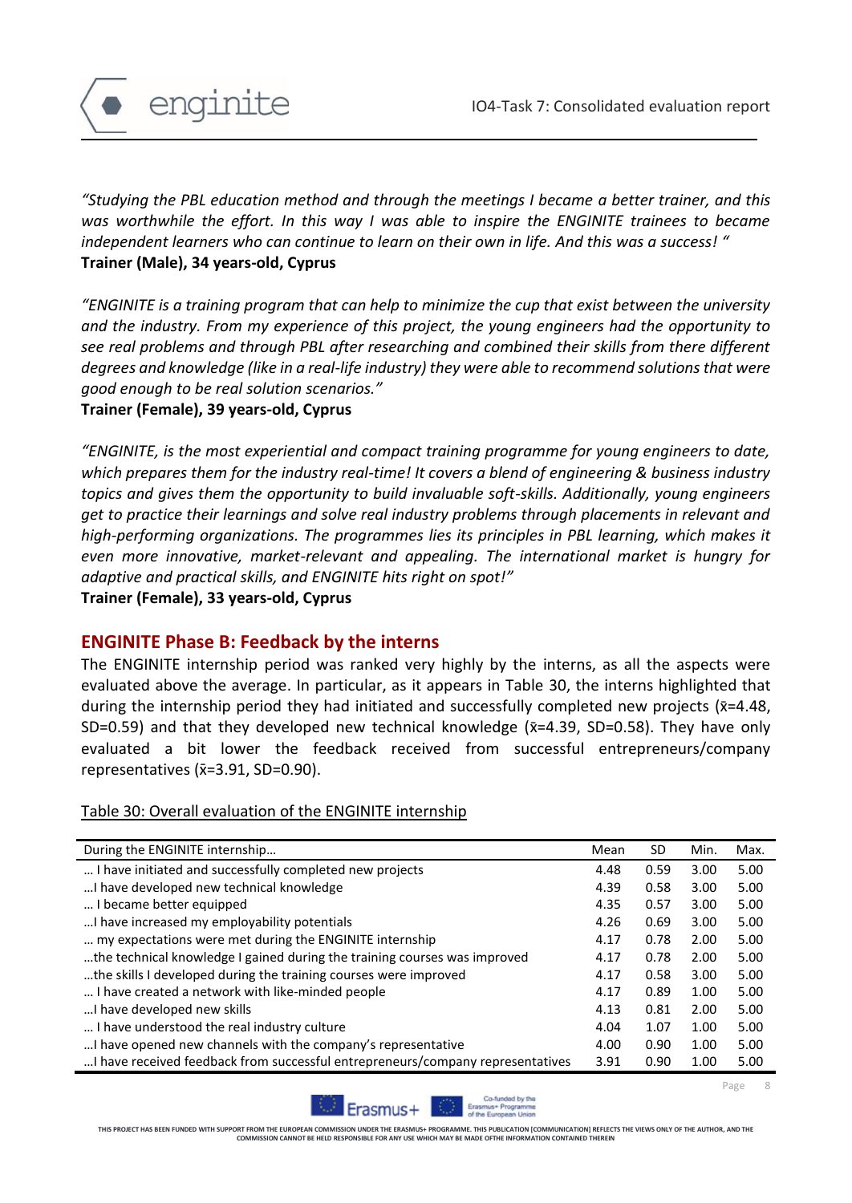*"Studying the PBL education method and through the meetings I became a better trainer, and this was worthwhile the effort. In this way I was able to inspire the ENGINITE trainees to became independent learners who can continue to learn on their own in life. And this was a success! "*
**Trainer (Male), 34 years-old, Cyprus**

*"ENGINITE is a training program that can help to minimize the cup that exist between the university and the industry. From my experience of this project, the young engineers had the opportunity to see real problems and through PBL after researching and combined their skills from there different degrees and knowledge (like in a real-life industry) they were able to recommend solutions that were good enough to be real solution scenarios."*
**Trainer (Female), 39 years-old, Cyprus**

*"ENGINITE, is the most experiential and compact training programme for young engineers to date, which prepares them for the industry real-time! It covers a blend of engineering & business industry topics and gives them the opportunity to build invaluable soft-skills. Additionally, young engineers get to practice their learnings and solve real industry problems through placements in relevant and high-performing organizations. The programmes lies its principles in PBL learning, which makes it even more innovative, market-relevant and appealing. The international market is hungry for adaptive and practical skills, and ENGINITE hits right on spot!"*
**Trainer (Female), 33 years-old, Cyprus**

## ENGINITE Phase B: Feedback by the interns

The ENGINITE internship period was ranked very highly by the interns, as all the aspects were evaluated above the average. In particular, as it appears in Table 30, the interns highlighted that during the internship period they had initiated and successfully completed new projects ($\bar{x}$=4.48, SD=0.59) and that they developed new technical knowledge ($\bar{x}$=4.39, SD=0.58). They have only evaluated a bit lower the feedback received from successful entrepreneurs/company representatives ($\bar{x}$=3.91, SD=0.90).

Table 30: Overall evaluation of the ENGINITE internship

| During the ENGINITE internship… | Mean | SD | Min. | Max. |
|---|---|---|---|---|
| … I have initiated and successfully completed new projects | 4.48 | 0.59 | 3.00 | 5.00 |
| …I have developed new technical knowledge | 4.39 | 0.58 | 3.00 | 5.00 |
| … I became better equipped | 4.35 | 0.57 | 3.00 | 5.00 |
| …I have increased my employability potentials | 4.26 | 0.69 | 3.00 | 5.00 |
| … my expectations were met during the ENGINITE internship | 4.17 | 0.78 | 2.00 | 5.00 |
| …the technical knowledge I gained during the training courses was improved | 4.17 | 0.78 | 2.00 | 5.00 |
| …the skills I developed during the training courses were improved | 4.17 | 0.58 | 3.00 | 5.00 |
| … I have created a network with like-minded people | 4.17 | 0.89 | 1.00 | 5.00 |
| …I have developed new skills | 4.13 | 0.81 | 2.00 | 5.00 |
| … I have understood the real industry culture | 4.04 | 1.07 | 1.00 | 5.00 |
| …I have opened new channels with the company's representative | 4.00 | 0.90 | 1.00 | 5.00 |
| …I have received feedback from successful entrepreneurs/company representatives | 3.91 | 0.90 | 1.00 | 5.00 |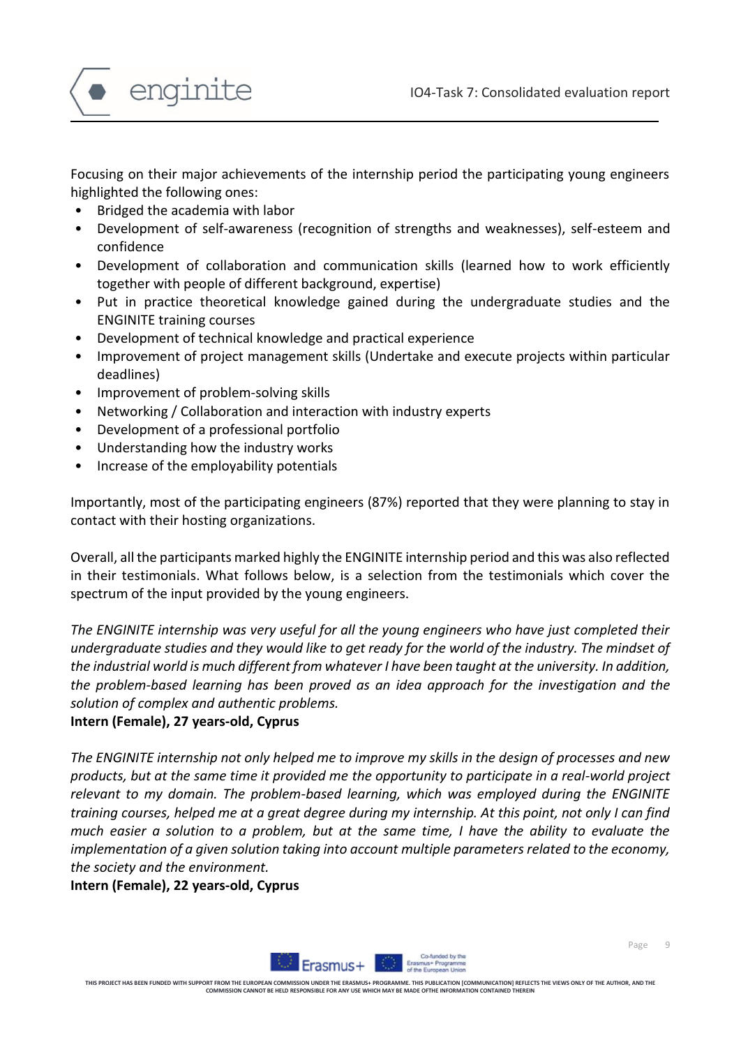Focusing on their major achievements of the internship period the participating young engineers highlighted the following ones:

- Bridged the academia with labor
- Development of self-awareness (recognition of strengths and weaknesses), self-esteem and confidence
- Development of collaboration and communication skills (learned how to work efficiently together with people of different background, expertise)
- Put in practice theoretical knowledge gained during the undergraduate studies and the ENGINITE training courses
- Development of technical knowledge and practical experience
- Improvement of project management skills (Undertake and execute projects within particular deadlines)
- Improvement of problem-solving skills
- Networking / Collaboration and interaction with industry experts
- Development of a professional portfolio
- Understanding how the industry works
- Increase of the employability potentials

Importantly, most of the participating engineers (87%) reported that they were planning to stay in contact with their hosting organizations.

Overall, all the participants marked highly the ENGINITE internship period and this was also reflected in their testimonials. What follows below, is a selection from the testimonials which cover the spectrum of the input provided by the young engineers.

*The ENGINITE internship was very useful for all the young engineers who have just completed their undergraduate studies and they would like to get ready for the world of the industry. The mindset of the industrial world is much different from whatever I have been taught at the university. In addition, the problem-based learning has been proved as an idea approach for the investigation and the solution of complex and authentic problems.*

**Intern (Female), 27 years-old, Cyprus**

*The ENGINITE internship not only helped me to improve my skills in the design of processes and new products, but at the same time it provided me the opportunity to participate in a real-world project relevant to my domain. The problem-based learning, which was employed during the ENGINITE training courses, helped me at a great degree during my internship. At this point, not only I can find much easier a solution to a problem, but at the same time, I have the ability to evaluate the implementation of a given solution taking into account multiple parameters related to the economy, the society and the environment.*

**Intern (Female), 22 years-old, Cyprus**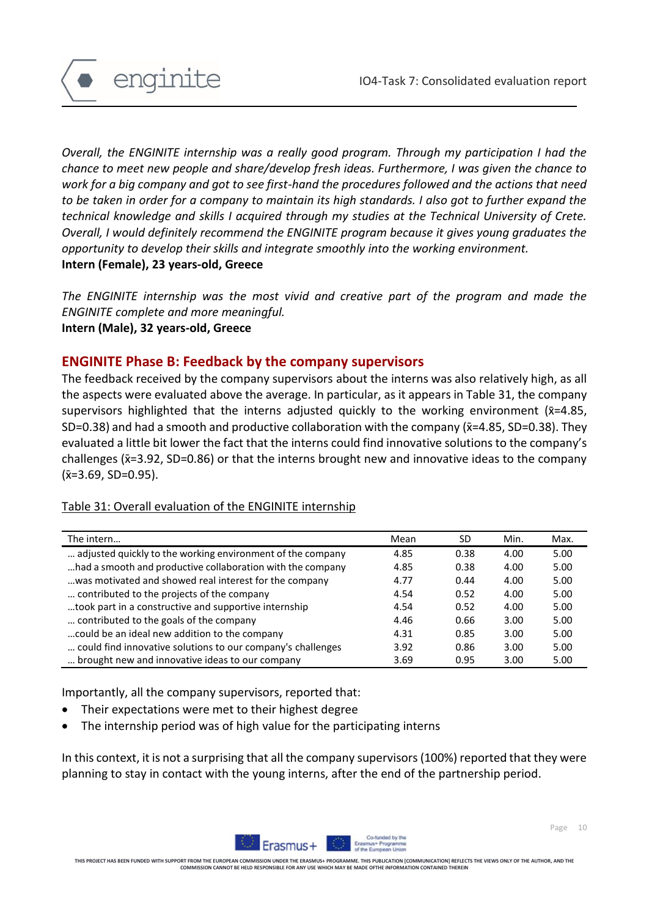*Overall, the ENGINITE internship was a really good program. Through my participation I had the chance to meet new people and share/develop fresh ideas. Furthermore, I was given the chance to work for a big company and got to see first-hand the procedures followed and the actions that need to be taken in order for a company to maintain its high standards. I also got to further expand the technical knowledge and skills I acquired through my studies at the Technical University of Crete. Overall, I would definitely recommend the ENGINITE program because it gives young graduates the opportunity to develop their skills and integrate smoothly into the working environment.*
**Intern (Female), 23 years-old, Greece**

*The ENGINITE internship was the most vivid and creative part of the program and made the ENGINITE complete and more meaningful.*
**Intern (Male), 32 years-old, Greece**

## ENGINITE Phase B: Feedback by the company supervisors

The feedback received by the company supervisors about the interns was also relatively high, as all the aspects were evaluated above the average. In particular, as it appears in Table 31, the company supervisors highlighted that the interns adjusted quickly to the working environment ($\bar{x}$=4.85, SD=0.38) and had a smooth and productive collaboration with the company ($\bar{x}$=4.85, SD=0.38). They evaluated a little bit lower the fact that the interns could find innovative solutions to the company's challenges ($\bar{x}$=3.92, SD=0.86) or that the interns brought new and innovative ideas to the company ($\bar{x}$=3.69, SD=0.95).

Table 31: Overall evaluation of the ENGINITE internship

| The intern… | Mean | SD | Min. | Max. |
|---|---|---|---|---|
| … adjusted quickly to the working environment of the company | 4.85 | 0.38 | 4.00 | 5.00 |
| …had a smooth and productive collaboration with the company | 4.85 | 0.38 | 4.00 | 5.00 |
| …was motivated and showed real interest for the company | 4.77 | 0.44 | 4.00 | 5.00 |
| … contributed to the projects of the company | 4.54 | 0.52 | 4.00 | 5.00 |
| …took part in a constructive and supportive internship | 4.54 | 0.52 | 4.00 | 5.00 |
| … contributed to the goals of the company | 4.46 | 0.66 | 3.00 | 5.00 |
| …could be an ideal new addition to the company | 4.31 | 0.85 | 3.00 | 5.00 |
| … could find innovative solutions to our company's challenges | 3.92 | 0.86 | 3.00 | 5.00 |
| … brought new and innovative ideas to our company | 3.69 | 0.95 | 3.00 | 5.00 |

Importantly, all the company supervisors, reported that:

- Their expectations were met to their highest degree
- The internship period was of high value for the participating interns

In this context, it is not a surprising that all the company supervisors (100%) reported that they were planning to stay in contact with the young interns, after the end of the partnership period.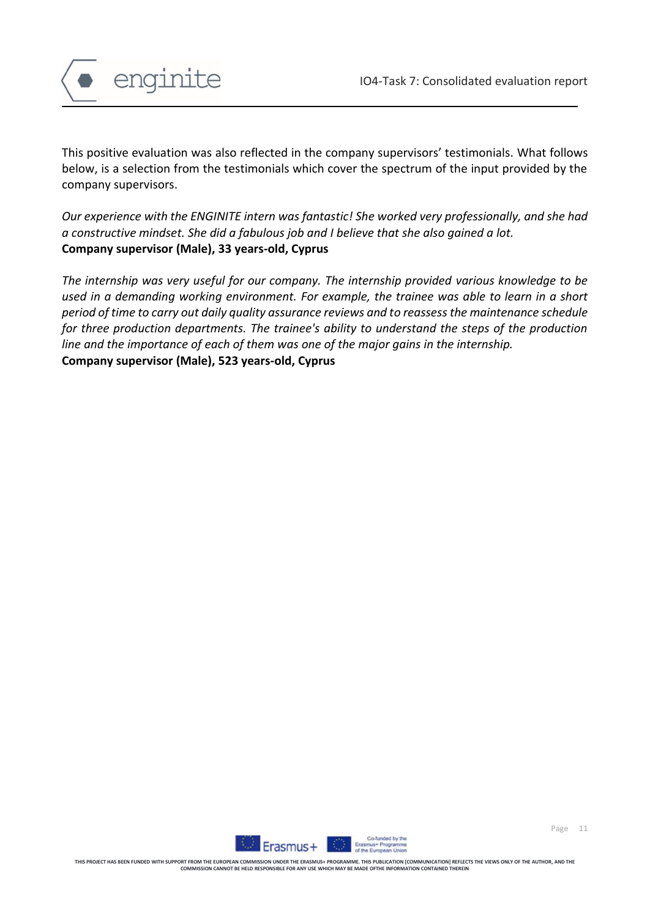This positive evaluation was also reflected in the company supervisors' testimonials. What follows below, is a selection from the testimonials which cover the spectrum of the input provided by the company supervisors.

*Our experience with the ENGINITE intern was fantastic! She worked very professionally, and she had a constructive mindset. She did a fabulous job and I believe that she also gained a lot.*
**Company supervisor (Male), 33 years-old, Cyprus**

*The internship was very useful for our company. The internship provided various knowledge to be used in a demanding working environment. For example, the trainee was able to learn in a short period of time to carry out daily quality assurance reviews and to reassess the maintenance schedule for three production departments. The trainee's ability to understand the steps of the production line and the importance of each of them was one of the major gains in the internship.*
**Company supervisor (Male), 523 years-old, Cyprus**